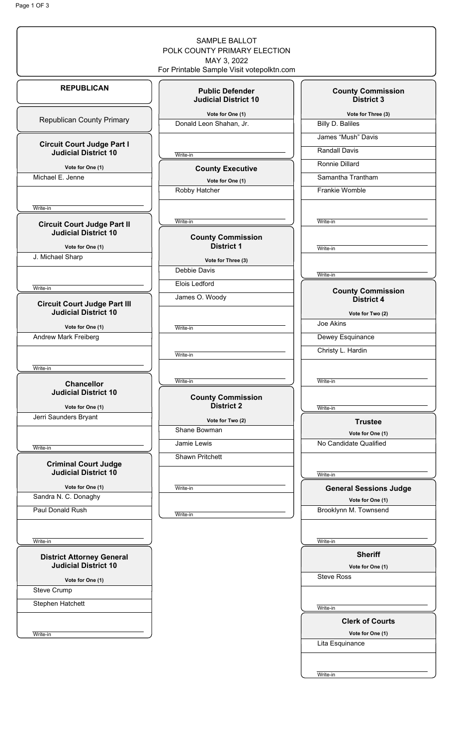# SAMPLE BALLOT
# POLK COUNTY PRIMARY ELECTION
# MAY 3, 2022

For Printable Sample Visit votepolktn.com

## REPUBLICAN

### Republican County Primary

### Circuit Court Judge Part I Judicial District 10

**Vote for One (1)**

- Michael E. Jenne
- Write-in

### Circuit Court Judge Part II Judicial District 10

**Vote for One (1)**

- J. Michael Sharp
- Write-in

### Circuit Court Judge Part III Judicial District 10

**Vote for One (1)**

- Andrew Mark Freiberg
- Write-in

### Chancellor Judicial District 10

**Vote for One (1)**

- Jerri Saunders Bryant
- Write-in

### Criminal Court Judge Judicial District 10

**Vote for One (1)**

- Sandra N. C. Donaghy
- Paul Donald Rush
- Write-in

### District Attorney General Judicial District 10

**Vote for One (1)**

- Steve Crump
- Stephen Hatchett
- Write-in

### Public Defender Judicial District 10

**Vote for One (1)**

- Donald Leon Shahan, Jr.
- Write-in

### County Executive

**Vote for One (1)**

- Robby Hatcher
- Write-in

### County Commission District 1

**Vote for Three (3)**

- Debbie Davis
- Elois Ledford
- James O. Woody
- Write-in
- Write-in
- Write-in

### County Commission District 2

**Vote for Two (2)**

- Shane Bowman
- Jamie Lewis
- Shawn Pritchett
- Write-in
- Write-in

### County Commission District 3

**Vote for Three (3)**

- Billy D. Baliles
- James "Mush" Davis
- Randall Davis
- Ronnie Dillard
- Samantha Trantham
- Frankie Womble
- Write-in
- Write-in
- Write-in

### County Commission District 4

**Vote for Two (2)**

- Joe Akins
- Dewey Esquinance
- Christy L. Hardin
- Write-in
- Write-in

### Trustee

**Vote for One (1)**

- No Candidate Qualified
- Write-in

### General Sessions Judge

**Vote for One (1)**

- Brooklynn M. Townsend
- Write-in

### Sheriff

**Vote for One (1)**

- Steve Ross
- Write-in

### Clerk of Courts

**Vote for One (1)**

- Lita Esquinance
- Write-in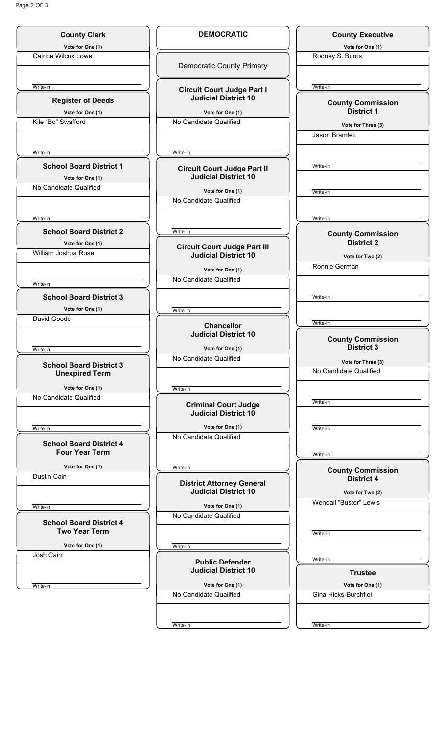## County Clerk

**Vote for One (1)**

Catrice Wilcox Lowe

Write-in

## Register of Deeds

**Vote for One (1)**

Kile "Bo" Swafford

Write-in

## School Board District 1

**Vote for One (1)**

No Candidate Qualified

Write-in

## School Board District 2

**Vote for One (1)**

William Joshua Rose

Write-in

## School Board District 3

**Vote for One (1)**

David Goode

Write-in

## School Board District 3 Unexpired Term

**Vote for One (1)**

No Candidate Qualified

Write-in

## School Board District 4 Four Year Term

**Vote for One (1)**

Dustin Cain

Write-in

## School Board District 4 Two Year Term

**Vote for One (1)**

Josh Cain

Write-in

# DEMOCRATIC

Democratic County Primary

## Circuit Court Judge Part I Judicial District 10

**Vote for One (1)**

No Candidate Qualified

Write-in

## Circuit Court Judge Part II Judicial District 10

**Vote for One (1)**

No Candidate Qualified

Write-in

## Circuit Court Judge Part III Judicial District 10

**Vote for One (1)**

No Candidate Qualified

Write-in

## Chancellor Judicial District 10

**Vote for One (1)**

No Candidate Qualified

Write-in

## Criminal Court Judge Judicial District 10

**Vote for One (1)**

No Candidate Qualified

Write-in

## District Attorney General Judicial District 10

**Vote for One (1)**

No Candidate Qualified

Write-in

## Public Defender Judicial District 10

**Vote for One (1)**

No Candidate Qualified

Write-in

## County Executive

**Vote for One (1)**

Rodney S. Burris

Write-in

## County Commission District 1

**Vote for Three (3)**

Jason Bramlett

Write-in

Write-in

Write-in

## County Commission District 2

**Vote for Two (2)**

Ronnie German

Write-in

Write-in

## County Commission District 3

**Vote for Three (3)**

No Candidate Qualified

Write-in

Write-in

Write-in

## County Commission District 4

**Vote for Two (2)**

Wendall "Buster" Lewis

Write-in

Write-in

## Trustee

**Vote for One (1)**

Gina Hicks-Burchfiel

Write-in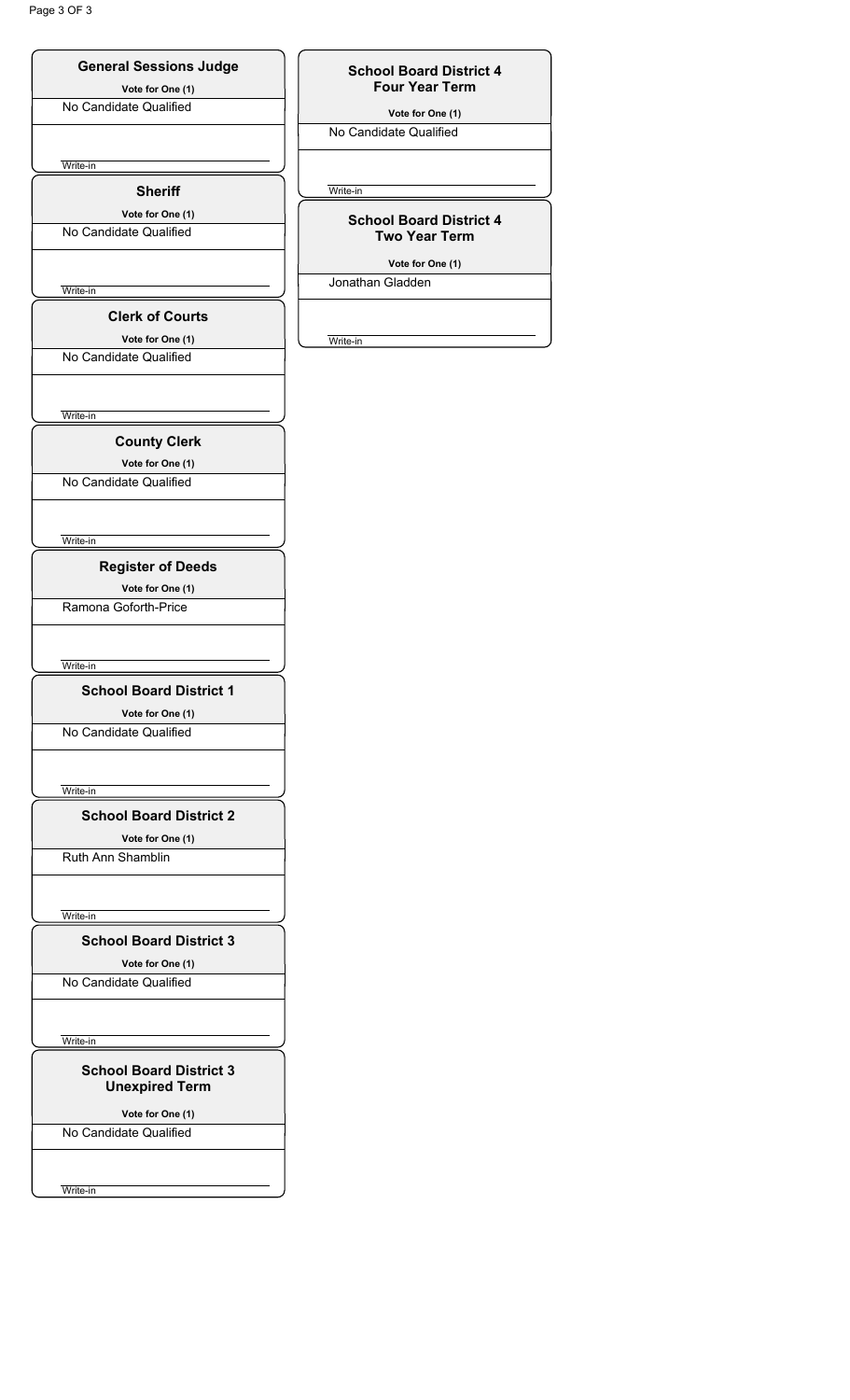## General Sessions Judge

**Vote for One (1)**

No Candidate Qualified

Write-in

## Sheriff

**Vote for One (1)**

No Candidate Qualified

Write-in

## Clerk of Courts

**Vote for One (1)**

No Candidate Qualified

Write-in

## County Clerk

**Vote for One (1)**

No Candidate Qualified

Write-in

## Register of Deeds

**Vote for One (1)**

Ramona Goforth-Price

Write-in

## School Board District 1

**Vote for One (1)**

No Candidate Qualified

Write-in

## School Board District 2

**Vote for One (1)**

Ruth Ann Shamblin

Write-in

## School Board District 3

**Vote for One (1)**

No Candidate Qualified

Write-in

## School Board District 3 Unexpired Term

**Vote for One (1)**

No Candidate Qualified

Write-in

## School Board District 4 Four Year Term

**Vote for One (1)**

No Candidate Qualified

Write-in

## School Board District 4 Two Year Term

**Vote for One (1)**

Jonathan Gladden

Write-in